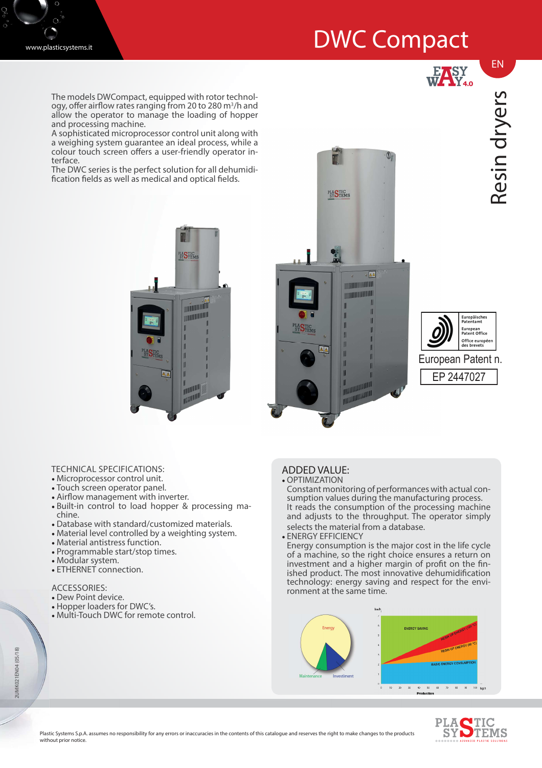# DWC Compact

EN

Resin dryers

The models DWCompact, equipped with rotor technology, offer airflow rates ranging from 20 to 280 $m^3$/h and allow the operator to manage the loading of hopper and processing machine.
A sophisticated microprocessor control unit along with a weighing system guarantee an ideal process, while a colour touch screen offers a user-friendly operator interface.
The DWC series is the perfect solution for all dehumidification fields as well as medical and optical fields.

European Patent n.
EP 2447027

## TECHNICAL SPECIFICATIONS:

- Microprocessor control unit.
- Touch screen operator panel.
- Airflow management with inverter.
- Built-in control to load hopper & processing machine.
- Database with standard/customized materials.
- Material level controlled by a weighing system.
- Material antistress function.
- Programmable start/stop times.
- Modular system.
- ETHERNET connection.

## ACCESSORIES:

- Dew Point device.
- Hopper loaders for DWC's.
- Multi-Touch DWC for remote control.

## ADDED VALUE:

- OPTIMIZATION
  Constant monitoring of performances with actual consumption values during the manufacturing process. It reads the consumption of the processing machine and adjusts to the throughput. The operator simply selects the material from a database.
- ENERGY EFFICIENCY
  Energy consumption is the major cost in the life cycle of a machine, so the right choice ensures a return on investment and a higher margin of profit on the finished product. The most innovative dehumidification technology: energy saving and respect for the environment at the same time.

Plastic Systems S.p.A. assumes no responsibility for any errors or inaccuracies in the contents of this catalogue and reserves the right to make changes to the products without prior notice.

2UMK021EN04 (05/18)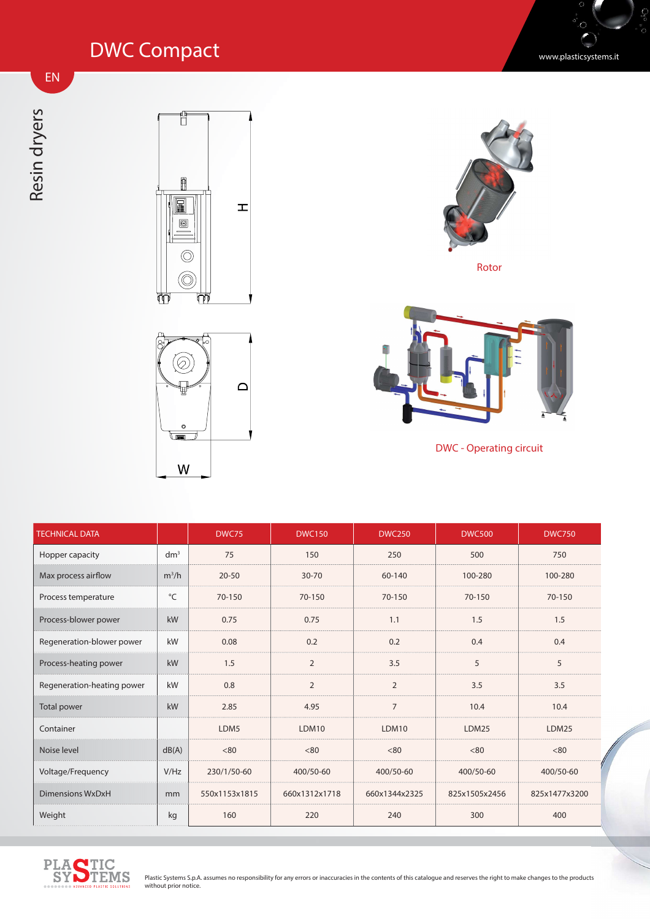# DWC Compact

EN

Resin dryers

H

D

W

Rotor

DWC - Operating circuit

| TECHNICAL DATA | | DWC75 | DWC150 | DWC250 | DWC500 | DWC750 |
|---|---|---|---|---|---|---|
| Hopper capacity | $dm^3$ | 75 | 150 | 250 | 500 | 750 |
| Max process airflow | $m^3/h$ | 20-50 | 30-70 | 60-140 | 100-280 | 100-280 |
| Process temperature | °C | 70-150 | 70-150 | 70-150 | 70-150 | 70-150 |
| Process-blower power | kW | 0.75 | 0.75 | 1.1 | 1.5 | 1.5 |
| Regeneration-blower power | kW | 0.08 | 0.2 | 0.2 | 0.4 | 0.4 |
| Process-heating power | kW | 1.5 | 2 | 3.5 | 5 | 5 |
| Regeneration-heating power | kW | 0.8 | 2 | 2 | 3.5 | 3.5 |
| Total power | kW | 2.85 | 4.95 | 7 | 10.4 | 10.4 |
| Container | | LDM5 | LDM10 | LDM10 | LDM25 | LDM25 |
| Noise level | dB(A) | <80 | <80 | <80 | <80 | <80 |
| Voltage/Frequency | V/Hz | 230/1/50-60 | 400/50-60 | 400/50-60 | 400/50-60 | 400/50-60 |
| Dimensions WxDxH | mm | 550x1153x1815 | 660x1312x1718 | 660x1344x2325 | 825x1505x2456 | 825x1477x3200 |
| Weight | kg | 160 | 220 | 240 | 300 | 400 |

PLASTIC SYSTEMS ADVANCED PLASTIC SOLUTIONS

Plastic Systems S.p.A. assumes no responsibility for any errors or inaccuracies in the contents of this catalogue and reserves the right to make changes to the products without prior notice.